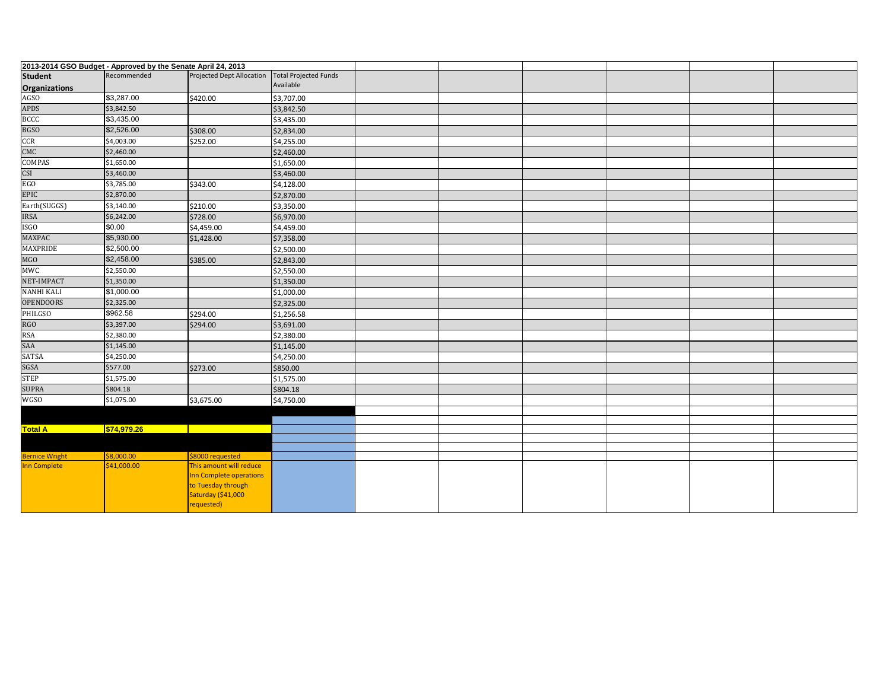**2013-2014 GSO Budget - Approved by the Senate April 24, 2013**

| Student Organizations | Recommended | Projected Dept Allocation | Total Projected Funds Available |
|---|---|---|---|
| AGSO | $3,287.00 | $420.00 | $3,707.00 |
| APDS | $3,842.50 | | $3,842.50 |
| BCCC | $3,435.00 | | $3,435.00 |
| BGSO | $2,526.00 | $308.00 | $2,834.00 |
| CCR | $4,003.00 | $252.00 | $4,255.00 |
| CMC | $2,460.00 | | $2,460.00 |
| COMPAS | $1,650.00 | | $1,650.00 |
| CSI | $3,460.00 | | $3,460.00 |
| EGO | $3,785.00 | $343.00 | $4,128.00 |
| EPIC | $2,870.00 | | $2,870.00 |
| Earth(SUGGS) | $3,140.00 | $210.00 | $3,350.00 |
| IRSA | $6,242.00 | $728.00 | $6,970.00 |
| ISGO | $0.00 | $4,459.00 | $4,459.00 |
| MAXPAC | $5,930.00 | $1,428.00 | $7,358.00 |
| MAXPRIDE | $2,500.00 | | $2,500.00 |
| MGO | $2,458.00 | $385.00 | $2,843.00 |
| MWC | $2,550.00 | | $2,550.00 |
| NET-IMPACT | $1,350.00 | | $1,350.00 |
| NANHI KALI | $1,000.00 | | $1,000.00 |
| OPENDOORS | $2,325.00 | | $2,325.00 |
| PHILGSO | $962.58 | $294.00 | $1,256.58 |
| RGO | $3,397.00 | $294.00 | $3,691.00 |
| RSA | $2,380.00 | | $2,380.00 |
| SAA | $1,145.00 | | $1,145.00 |
| SATSA | $4,250.00 | | $4,250.00 |
| SGSA | $577.00 | $273.00 | $850.00 |
| STEP | $1,575.00 | | $1,575.00 |
| SUPRA | $804.18 | | $804.18 |
| WGSO | $1,075.00 | $3,675.00 | $4,750.00 |
| | | | |
| **Total A** | **$74,979.26** | | |
| | | | |
| Bernice Wright | $8,000.00 | $8000 requested | |
| Inn Complete | $41,000.00 | This amount will reduce Inn Complete operations to Tuesday through Saturday ($41,000 requested) | |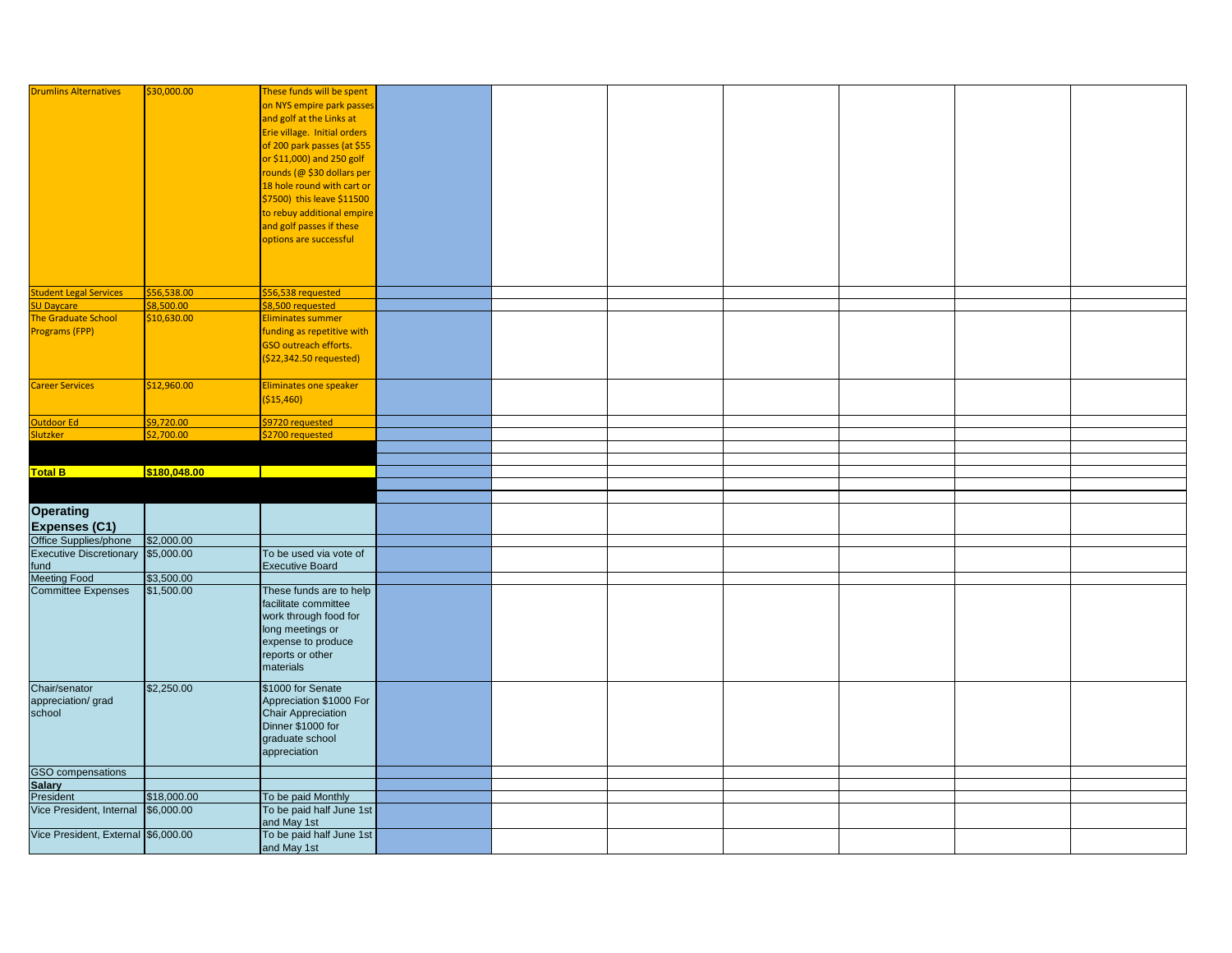| | | | | | | | | | |
|---|---|---|---|---|---|---|---|---|---|
| Drumlins Alternatives | $30,000.00 | These funds will be spent on NYS empire park passes and golf at the Links at Erie village. Initial orders of 200 park passes (at $55 or $11,000) and 250 golf rounds (@ $30 dollars per 18 hole round with cart or $7500) this leave $11500 to rebuy additional empire and golf passes if these options are successful | | | | | | | |
| Student Legal Services | $56,538.00 | $56,538 requested | | | | | | | |
| SU Daycare | $8,500.00 | $8,500 requested | | | | | | | |
| The Graduate School Programs (FPP) | $10,630.00 | Eliminates summer funding as repetitive with GSO outreach efforts. ($22,342.50 requested) | | | | | | | |
| Career Services | $12,960.00 | Eliminates one speaker ($15,460) | | | | | | | |
| Outdoor Ed | $9,720.00 | $9720 requested | | | | | | | |
| Slutzker | $2,700.00 | $2700 requested | | | | | | | |
| | | | | | | | | | |
| | | | | | | | | | |
| **Total B** | **$180,048.00** | | | | | | | | |
| | | | | | | | | | |
| | | | | | | | | | |
| **Operating Expenses (C1)** | | | | | | | | | |
| Office Supplies/phone | $2,000.00 | | | | | | | | |
| Executive Discretionary fund | $5,000.00 | To be used via vote of Executive Board | | | | | | | |
| Meeting Food | $3,500.00 | | | | | | | | |
| Committee Expenses | $1,500.00 | These funds are to help facilitate committee work through food for long meetings or expense to produce reports or other materials | | | | | | | |
| Chair/senator appreciation/ grad school | $2,250.00 | $1000 for Senate Appreciation $1000 For Chair Appreciation Dinner $1000 for graduate school appreciation | | | | | | | |
| GSO compensations | | | | | | | | | |
| **Salary** | | | | | | | | | |
| President | $18,000.00 | To be paid Monthly | | | | | | | |
| Vice President, Internal | $6,000.00 | To be paid half June 1st and May 1st | | | | | | | |
| Vice President, External | $6,000.00 | To be paid half June 1st and May 1st | | | | | | | |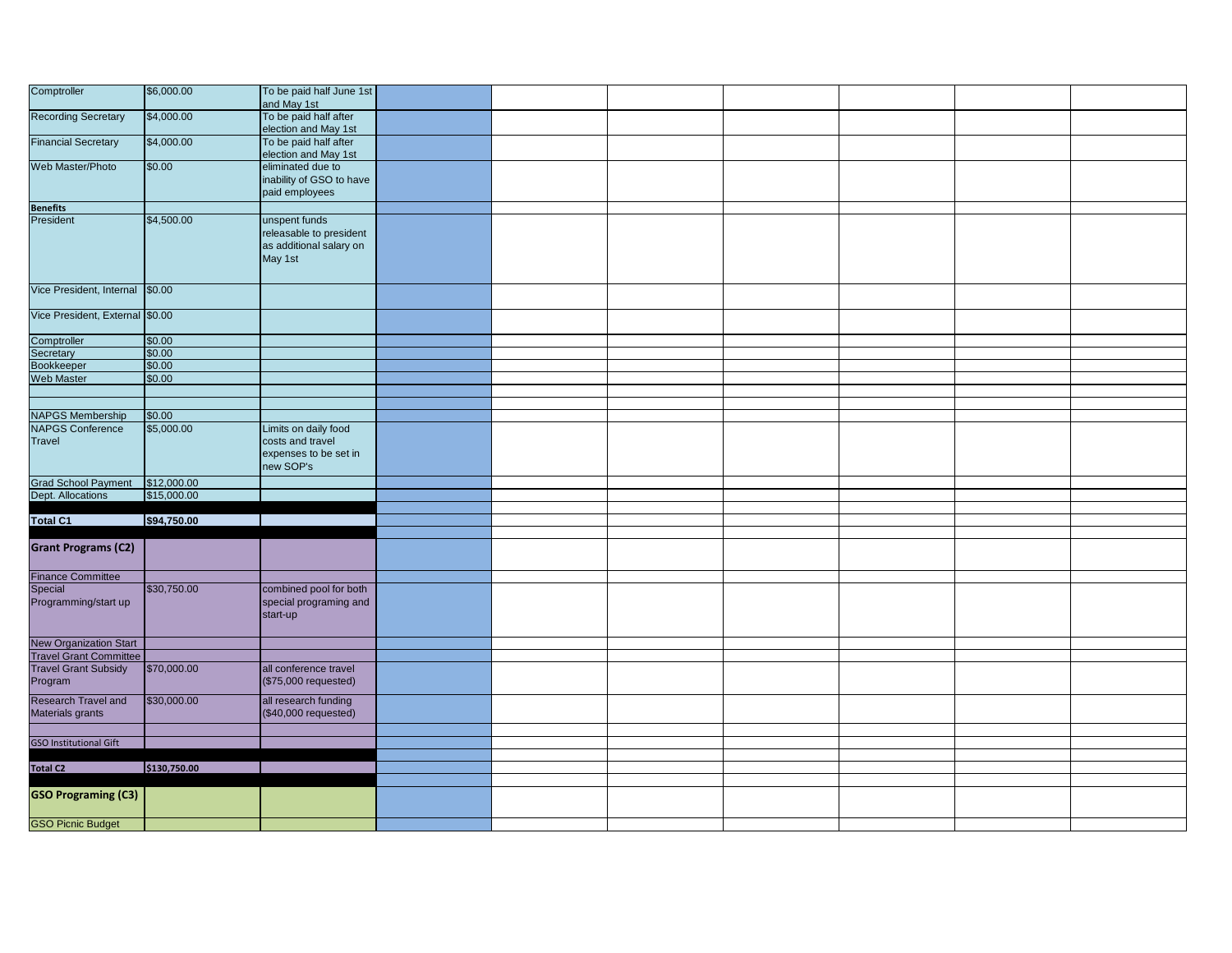| | | | | | | | | | |
|---|---|---|---|---|---|---|---|---|---|
| Comptroller | $6,000.00 | To be paid half June 1st and May 1st | | | | | | | |
| Recording Secretary | $4,000.00 | To be paid half after election and May 1st | | | | | | | |
| Financial Secretary | $4,000.00 | To be paid half after election and May 1st | | | | | | | |
| Web Master/Photo | $0.00 | eliminated due to inability of GSO to have paid employees | | | | | | | |
| **Benefits** | | | | | | | | | |
| President | $4,500.00 | unspent funds releasable to president as additional salary on May 1st | | | | | | | |
| Vice President, Internal | $0.00 | | | | | | | | |
| Vice President, External | $0.00 | | | | | | | | |
| Comptroller | $0.00 | | | | | | | | |
| Secretary | $0.00 | | | | | | | | |
| Bookkeeper | $0.00 | | | | | | | | |
| Web Master | $0.00 | | | | | | | | |
| | | | | | | | | | |
| | | | | | | | | | |
| NAPGS Membership | $0.00 | | | | | | | | |
| NAPGS Conference Travel | $5,000.00 | Limits on daily food costs and travel expenses to be set in new SOP's | | | | | | | |
| Grad School Payment | $12,000.00 | | | | | | | | |
| Dept. Allocations | $15,000.00 | | | | | | | | |
| | | | | | | | | | |
| **Total C1** | **$94,750.00** | | | | | | | | |
| | | | | | | | | | |
| **Grant Programs (C2)** | | | | | | | | | |
| Finance Committee | | | | | | | | | |
| Special Programming/start up | $30,750.00 | combined pool for both special programing and start-up | | | | | | | |
| New Organization Start | | | | | | | | | |
| Travel Grant Committee | | | | | | | | | |
| Travel Grant Subsidy Program | $70,000.00 | all conference travel ($75,000 requested) | | | | | | | |
| Research Travel and Materials grants | $30,000.00 | all research funding ($40,000 requested) | | | | | | | |
| | | | | | | | | | |
| GSO Institutional Gift | | | | | | | | | |
| | | | | | | | | | |
| **Total C2** | **$130,750.00** | | | | | | | | |
| | | | | | | | | | |
| **GSO Programing (C3)** | | | | | | | | | |
| GSO Picnic Budget | | | | | | | | | |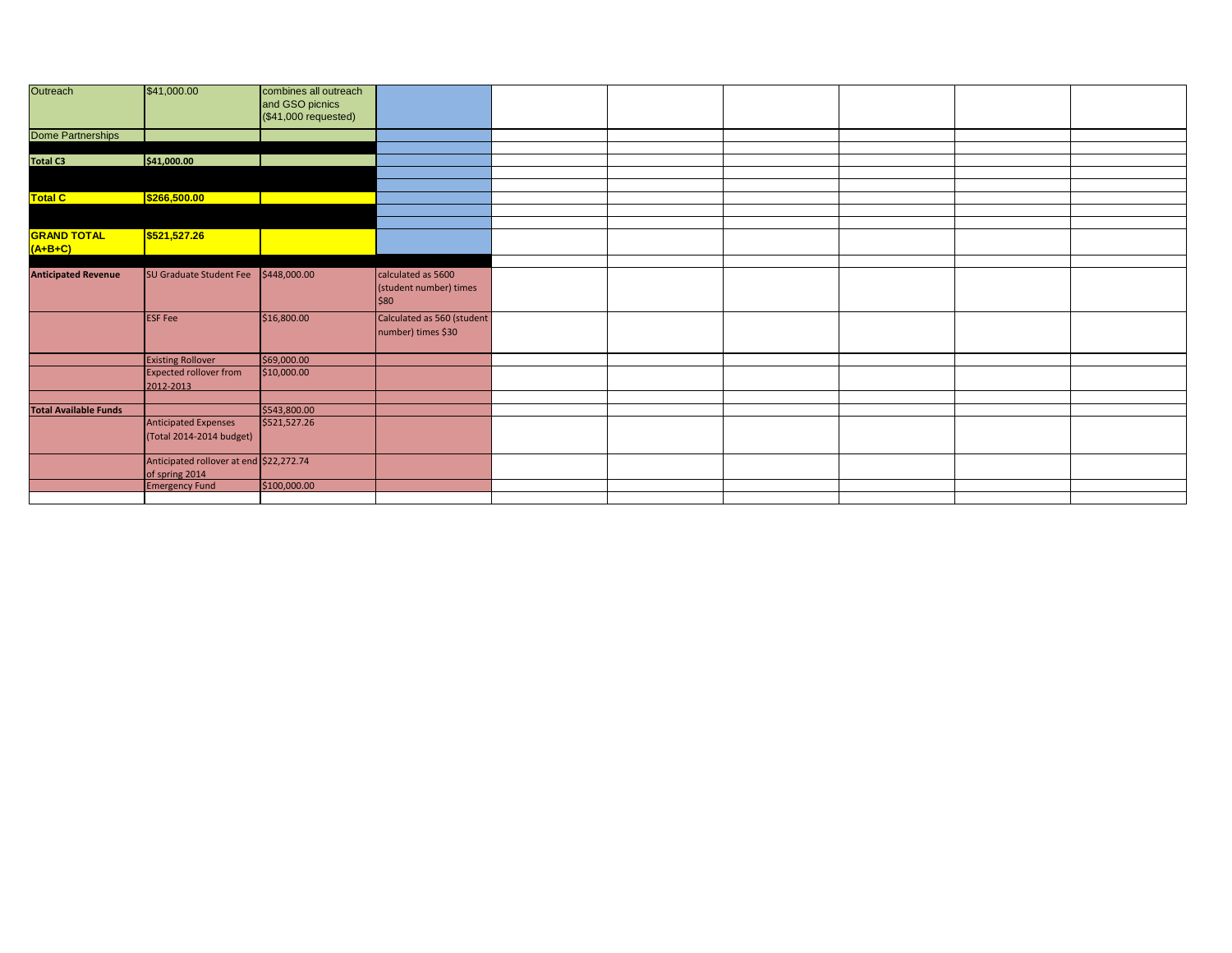| | | | | | | | | | |
|---|---|---|---|---|---|---|---|---|---|
| Outreach | $41,000.00 | combines all outreach and GSO picnics ($41,000 requested) | | | | | | | |
| Dome Partnerships | | | | | | | | | |
| | | | | | | | | | |
| **Total C3** | **$41,000.00** | | | | | | | | |
| | | | | | | | | | |
| | | | | | | | | | |
| **Total C** | **$266,500.00** | | | | | | | | |
| | | | | | | | | | |
| | | | | | | | | | |
| **GRAND TOTAL (A+B+C)** | **$521,527.26** | | | | | | | | |
| | | | | | | | | | |
| **Anticipated Revenue** | SU Graduate Student Fee | $448,000.00 | calculated as 5600 (student number) times $80 | | | | | | |
| | ESF Fee | $16,800.00 | Calculated as 560 (student number) times $30 | | | | | | |
| | Existing Rollover | $69,000.00 | | | | | | | |
| | Expected rollover from 2012-2013 | $10,000.00 | | | | | | | |
| | | | | | | | | | |
| **Total Available Funds** | | $543,800.00 | | | | | | | |
| | Anticipated Expenses (Total 2014-2014 budget) | $521,527.26 | | | | | | | |
| | Anticipated rollover at end of spring 2014 | $22,272.74 | | | | | | | |
| | Emergency Fund | $100,000.00 | | | | | | | |
| | | | | | | | | | |